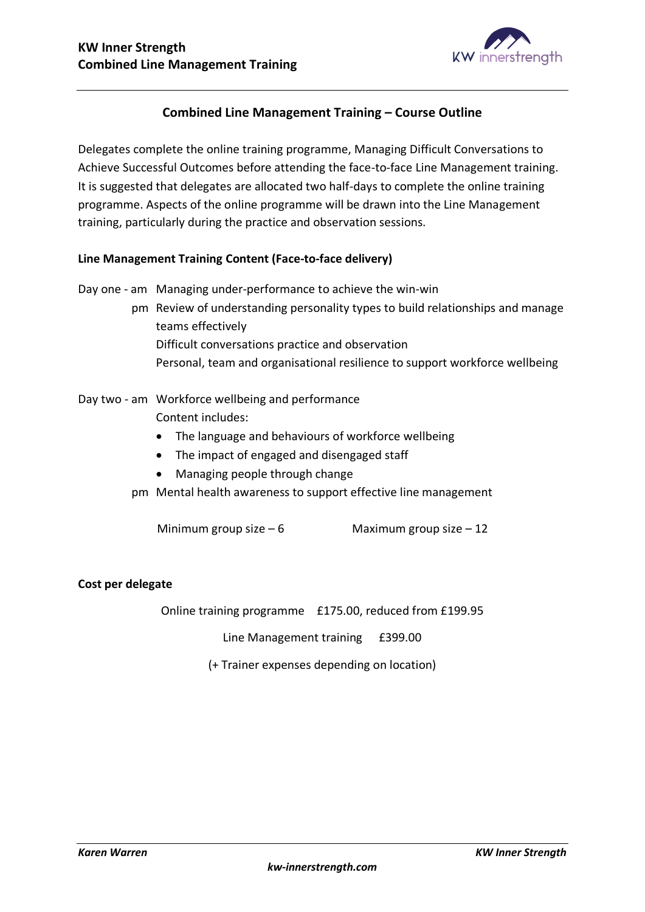# Combined Line Management Training – Course Outline

Delegates complete the online training programme, Managing Difficult Conversations to Achieve Successful Outcomes before attending the face-to-face Line Management training. It is suggested that delegates are allocated two half-days to complete the online training programme. Aspects of the online programme will be drawn into the Line Management training, particularly during the practice and observation sessions.

## Line Management Training Content (Face-to-face delivery)

**Day one - am** Managing under-performance to achieve the win-win

**pm** Review of understanding personality types to build relationships and manage teams effectively

Difficult conversations practice and observation

Personal, team and organisational resilience to support workforce wellbeing

**Day two - am** Workforce wellbeing and performance

Content includes:

- The language and behaviours of workforce wellbeing
- The impact of engaged and disengaged staff
- Managing people through change

**pm** Mental health awareness to support effective line management

Minimum group size – 6 Maximum group size – 12

## Cost per delegate

Online training programme £175.00, reduced from £199.95

Line Management training £399.00

(+ Trainer expenses depending on location)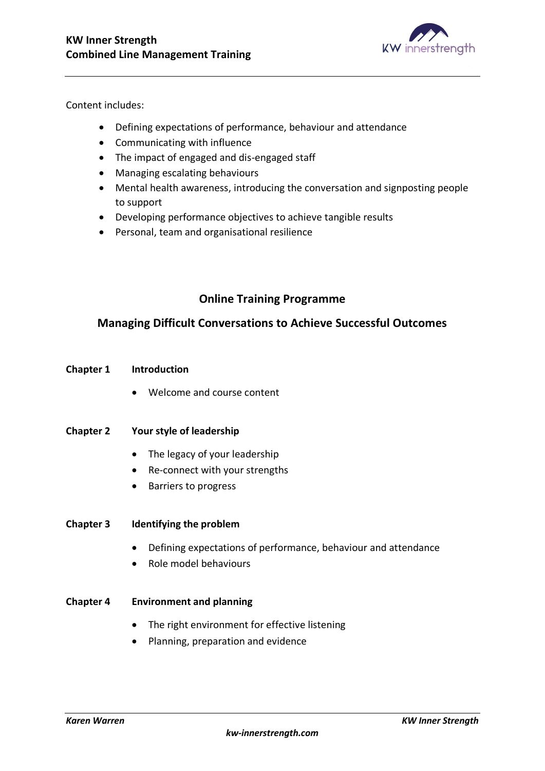Content includes:

- Defining expectations of performance, behaviour and attendance
- Communicating with influence
- The impact of engaged and dis-engaged staff
- Managing escalating behaviours
- Mental health awareness, introducing the conversation and signposting people to support
- Developing performance objectives to achieve tangible results
- Personal, team and organisational resilience

## Online Training Programme

## Managing Difficult Conversations to Achieve Successful Outcomes

**Chapter 1 Introduction**

- Welcome and course content

**Chapter 2 Your style of leadership**

- The legacy of your leadership
- Re-connect with your strengths
- Barriers to progress

**Chapter 3 Identifying the problem**

- Defining expectations of performance, behaviour and attendance
- Role model behaviours

**Chapter 4 Environment and planning**

- The right environment for effective listening
- Planning, preparation and evidence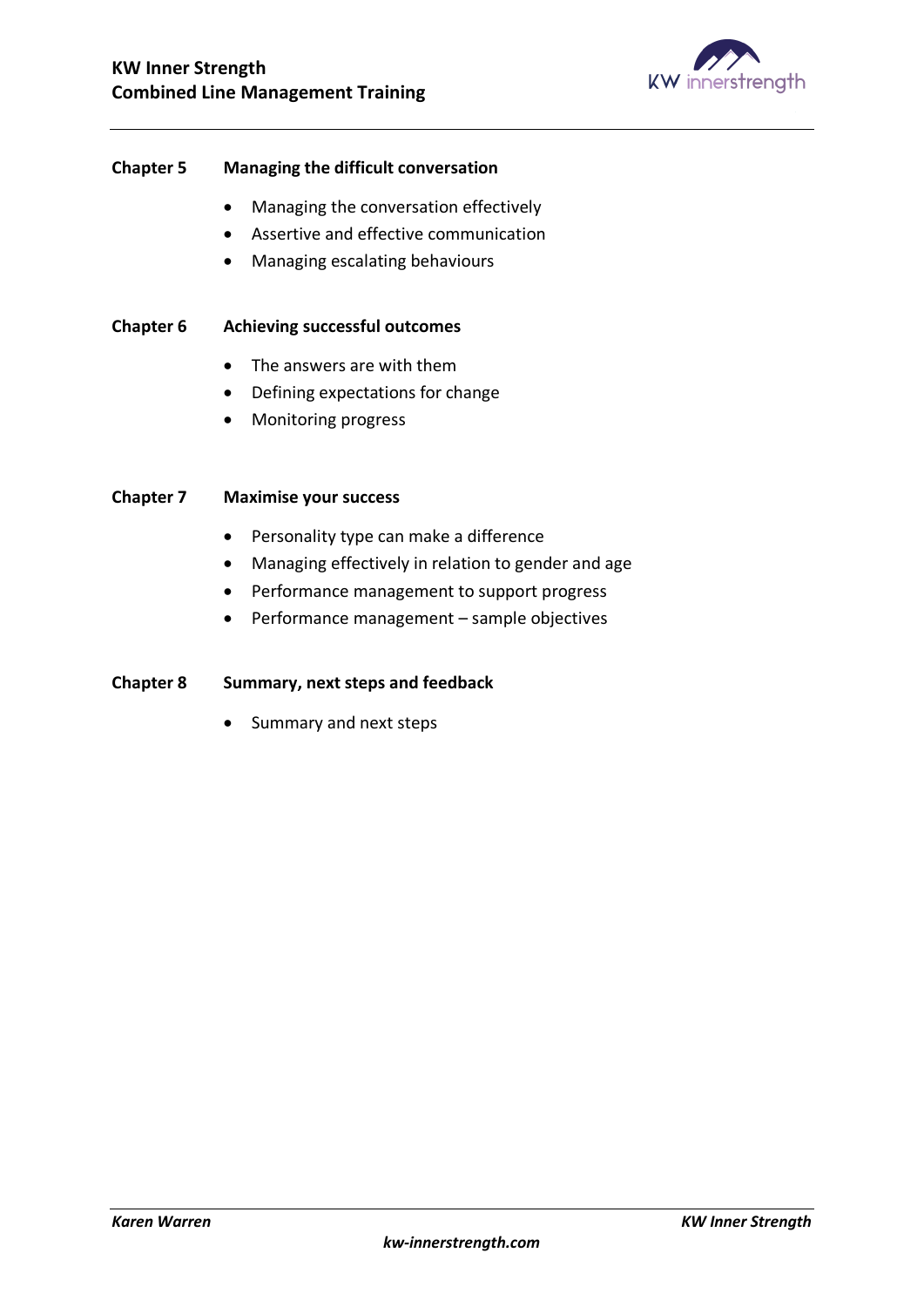**Chapter 5 Managing the difficult conversation**

- Managing the conversation effectively
- Assertive and effective communication
- Managing escalating behaviours

**Chapter 6 Achieving successful outcomes**

- The answers are with them
- Defining expectations for change
- Monitoring progress

**Chapter 7 Maximise your success**

- Personality type can make a difference
- Managing effectively in relation to gender and age
- Performance management to support progress
- Performance management – sample objectives

**Chapter 8 Summary, next steps and feedback**

- Summary and next steps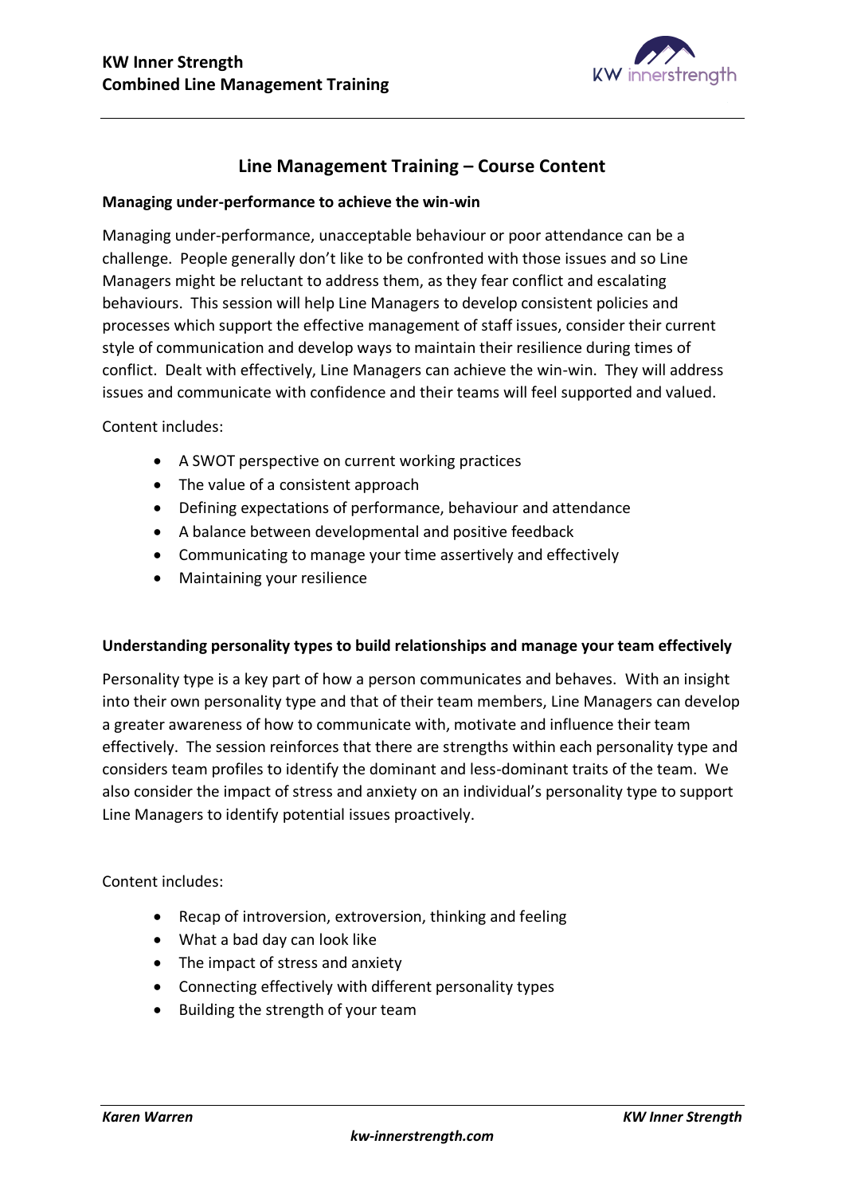## Line Management Training – Course Content

### Managing under-performance to achieve the win-win

Managing under-performance, unacceptable behaviour or poor attendance can be a challenge. People generally don't like to be confronted with those issues and so Line Managers might be reluctant to address them, as they fear conflict and escalating behaviours. This session will help Line Managers to develop consistent policies and processes which support the effective management of staff issues, consider their current style of communication and develop ways to maintain their resilience during times of conflict. Dealt with effectively, Line Managers can achieve the win-win. They will address issues and communicate with confidence and their teams will feel supported and valued.

Content includes:

- A SWOT perspective on current working practices
- The value of a consistent approach
- Defining expectations of performance, behaviour and attendance
- A balance between developmental and positive feedback
- Communicating to manage your time assertively and effectively
- Maintaining your resilience

### Understanding personality types to build relationships and manage your team effectively

Personality type is a key part of how a person communicates and behaves. With an insight into their own personality type and that of their team members, Line Managers can develop a greater awareness of how to communicate with, motivate and influence their team effectively. The session reinforces that there are strengths within each personality type and considers team profiles to identify the dominant and less-dominant traits of the team. We also consider the impact of stress and anxiety on an individual's personality type to support Line Managers to identify potential issues proactively.

Content includes:

- Recap of introversion, extroversion, thinking and feeling
- What a bad day can look like
- The impact of stress and anxiety
- Connecting effectively with different personality types
- Building the strength of your team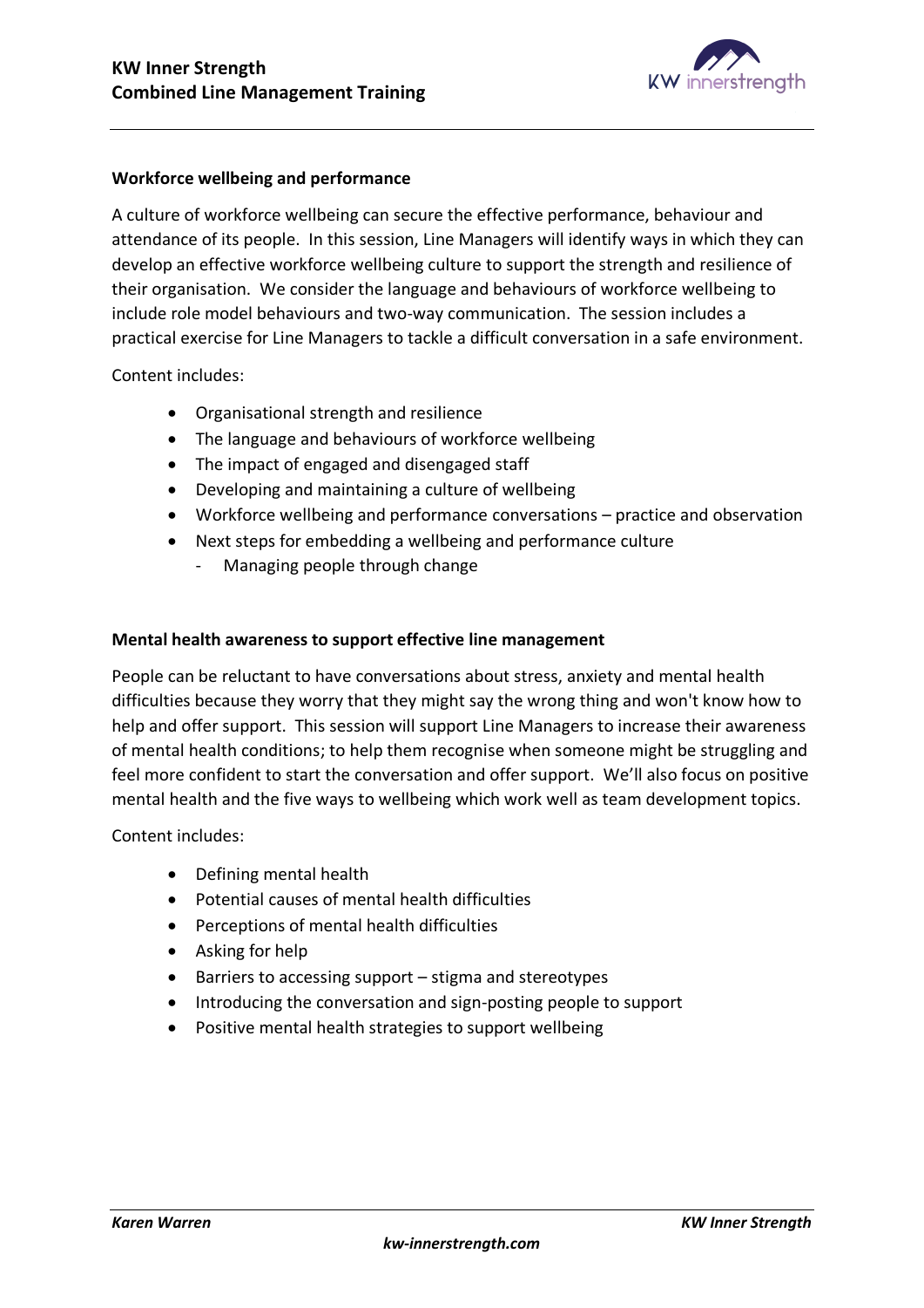## Workforce wellbeing and performance

A culture of workforce wellbeing can secure the effective performance, behaviour and attendance of its people. In this session, Line Managers will identify ways in which they can develop an effective workforce wellbeing culture to support the strength and resilience of their organisation. We consider the language and behaviours of workforce wellbeing to include role model behaviours and two-way communication. The session includes a practical exercise for Line Managers to tackle a difficult conversation in a safe environment.

Content includes:

- Organisational strength and resilience
- The language and behaviours of workforce wellbeing
- The impact of engaged and disengaged staff
- Developing and maintaining a culture of wellbeing
- Workforce wellbeing and performance conversations – practice and observation
- Next steps for embedding a wellbeing and performance culture
  - Managing people through change

## Mental health awareness to support effective line management

People can be reluctant to have conversations about stress, anxiety and mental health difficulties because they worry that they might say the wrong thing and won't know how to help and offer support. This session will support Line Managers to increase their awareness of mental health conditions; to help them recognise when someone might be struggling and feel more confident to start the conversation and offer support. We'll also focus on positive mental health and the five ways to wellbeing which work well as team development topics.

Content includes:

- Defining mental health
- Potential causes of mental health difficulties
- Perceptions of mental health difficulties
- Asking for help
- Barriers to accessing support – stigma and stereotypes
- Introducing the conversation and sign-posting people to support
- Positive mental health strategies to support wellbeing